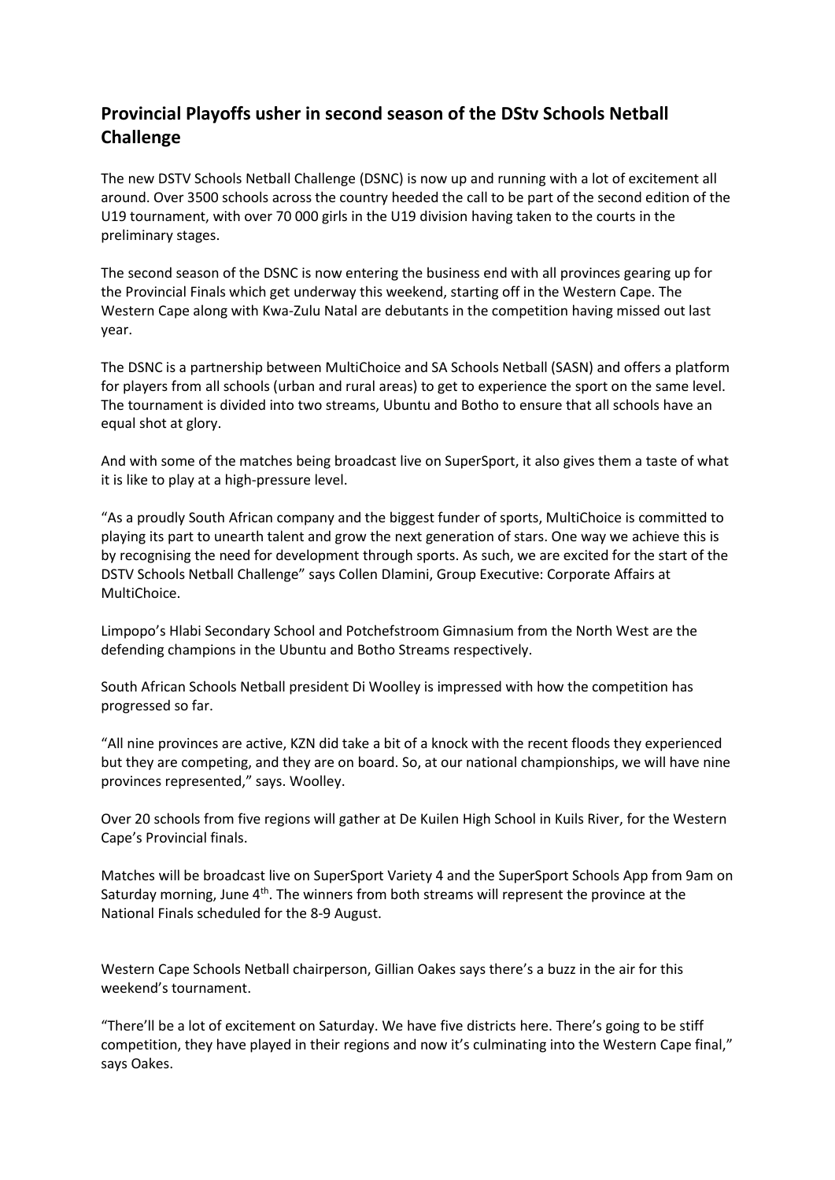## Provincial Playoffs usher in second season of the DStv Schools Netball Challenge

The new DSTV Schools Netball Challenge (DSNC) is now up and running with a lot of excitement all around. Over 3500 schools across the country heeded the call to be part of the second edition of the U19 tournament, with over 70 000 girls in the U19 division having taken to the courts in the preliminary stages.

The second season of the DSNC is now entering the business end with all provinces gearing up for the Provincial Finals which get underway this weekend, starting off in the Western Cape. The Western Cape along with Kwa-Zulu Natal are debutants in the competition having missed out last year.

The DSNC is a partnership between MultiChoice and SA Schools Netball (SASN) and offers a platform for players from all schools (urban and rural areas) to get to experience the sport on the same level. The tournament is divided into two streams, Ubuntu and Botho to ensure that all schools have an equal shot at glory.

And with some of the matches being broadcast live on SuperSport, it also gives them a taste of what it is like to play at a high-pressure level.

"As a proudly South African company and the biggest funder of sports, MultiChoice is committed to playing its part to unearth talent and grow the next generation of stars. One way we achieve this is by recognising the need for development through sports. As such, we are excited for the start of the DSTV Schools Netball Challenge" says Collen Dlamini, Group Executive: Corporate Affairs at MultiChoice.

Limpopo's Hlabi Secondary School and Potchefstroom Gimnasium from the North West are the defending champions in the Ubuntu and Botho Streams respectively.

South African Schools Netball president Di Woolley is impressed with how the competition has progressed so far.

"All nine provinces are active, KZN did take a bit of a knock with the recent floods they experienced but they are competing, and they are on board. So, at our national championships, we will have nine provinces represented," says. Woolley.

Over 20 schools from five regions will gather at De Kuilen High School in Kuils River, for the Western Cape's Provincial finals.

Matches will be broadcast live on SuperSport Variety 4 and the SuperSport Schools App from 9am on Saturday morning, June 4th. The winners from both streams will represent the province at the National Finals scheduled for the 8-9 August.

Western Cape Schools Netball chairperson, Gillian Oakes says there's a buzz in the air for this weekend's tournament.

"There'll be a lot of excitement on Saturday. We have five districts here. There's going to be stiff competition, they have played in their regions and now it's culminating into the Western Cape final," says Oakes.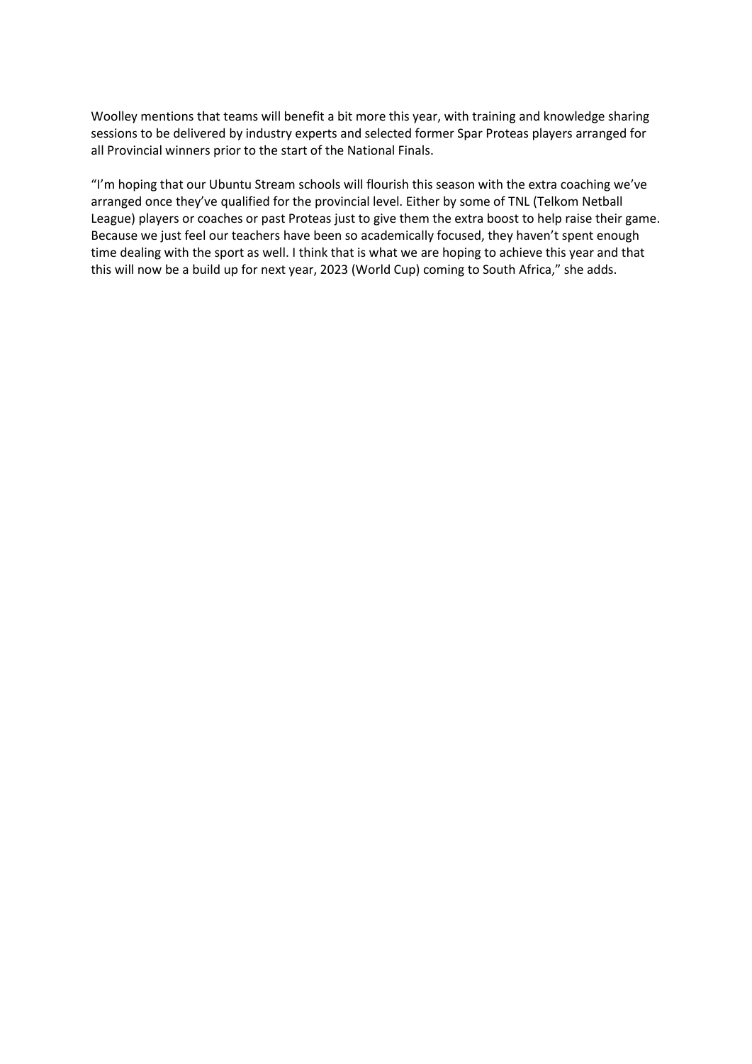Woolley mentions that teams will benefit a bit more this year, with training and knowledge sharing sessions to be delivered by industry experts and selected former Spar Proteas players arranged for all Provincial winners prior to the start of the National Finals.

"I'm hoping that our Ubuntu Stream schools will flourish this season with the extra coaching we've arranged once they've qualified for the provincial level. Either by some of TNL (Telkom Netball League) players or coaches or past Proteas just to give them the extra boost to help raise their game. Because we just feel our teachers have been so academically focused, they haven't spent enough time dealing with the sport as well. I think that is what we are hoping to achieve this year and that this will now be a build up for next year, 2023 (World Cup) coming to South Africa," she adds.